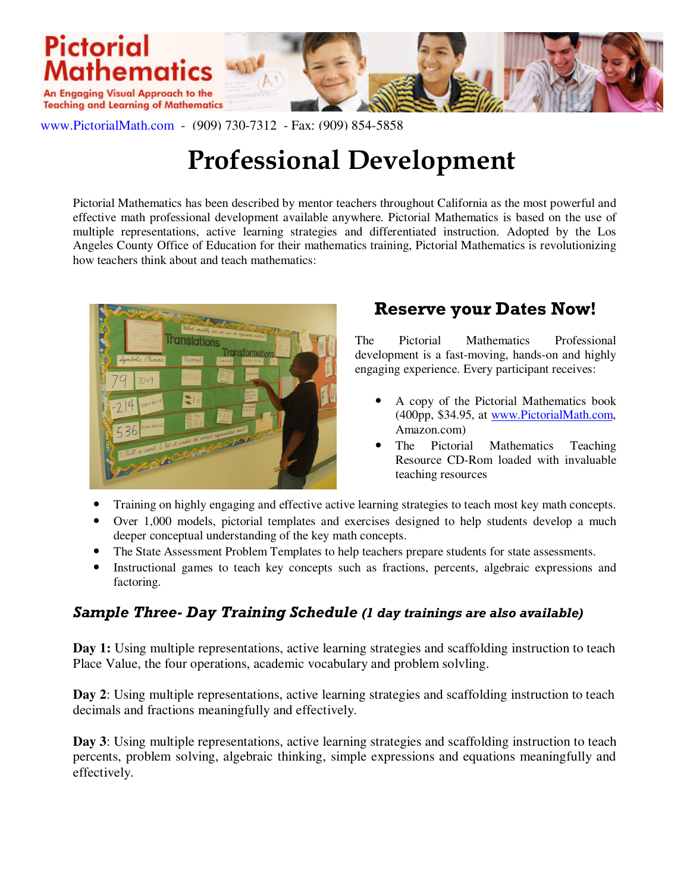# Pictorial Mathematics

An Engaging Visual Approach to the Teaching and Learning of Mathematics

www.PictorialMath.com - (909) 730-7312 - Fax: (909) 854-5858

# Professional Development

Pictorial Mathematics has been described by mentor teachers throughout California as the most powerful and effective math professional development available anywhere. Pictorial Mathematics is based on the use of multiple representations, active learning strategies and differentiated instruction. Adopted by the Los Angeles County Office of Education for their mathematics training, Pictorial Mathematics is revolutionizing how teachers think about and teach mathematics:

## Reserve your Dates Now!

The Pictorial Mathematics Professional development is a fast-moving, hands-on and highly engaging experience. Every participant receives:

- A copy of the Pictorial Mathematics book (400pp, $34.95, at www.PictorialMath.com, Amazon.com)
- The Pictorial Mathematics Teaching Resource CD-Rom loaded with invaluable teaching resources
- Training on highly engaging and effective active learning strategies to teach most key math concepts.
- Over 1,000 models, pictorial templates and exercises designed to help students develop a much deeper conceptual understanding of the key math concepts.
- The State Assessment Problem Templates to help teachers prepare students for state assessments.
- Instructional games to teach key concepts such as fractions, percents, algebraic expressions and factoring.

### *Sample Three- Day Training Schedule* *(1 day trainings are also available)*

**Day 1:** Using multiple representations, active learning strategies and scaffolding instruction to teach Place Value, the four operations, academic vocabulary and problem solvling.

**Day 2**: Using multiple representations, active learning strategies and scaffolding instruction to teach decimals and fractions meaningfully and effectively.

**Day 3**: Using multiple representations, active learning strategies and scaffolding instruction to teach percents, problem solving, algebraic thinking, simple expressions and equations meaningfully and effectively.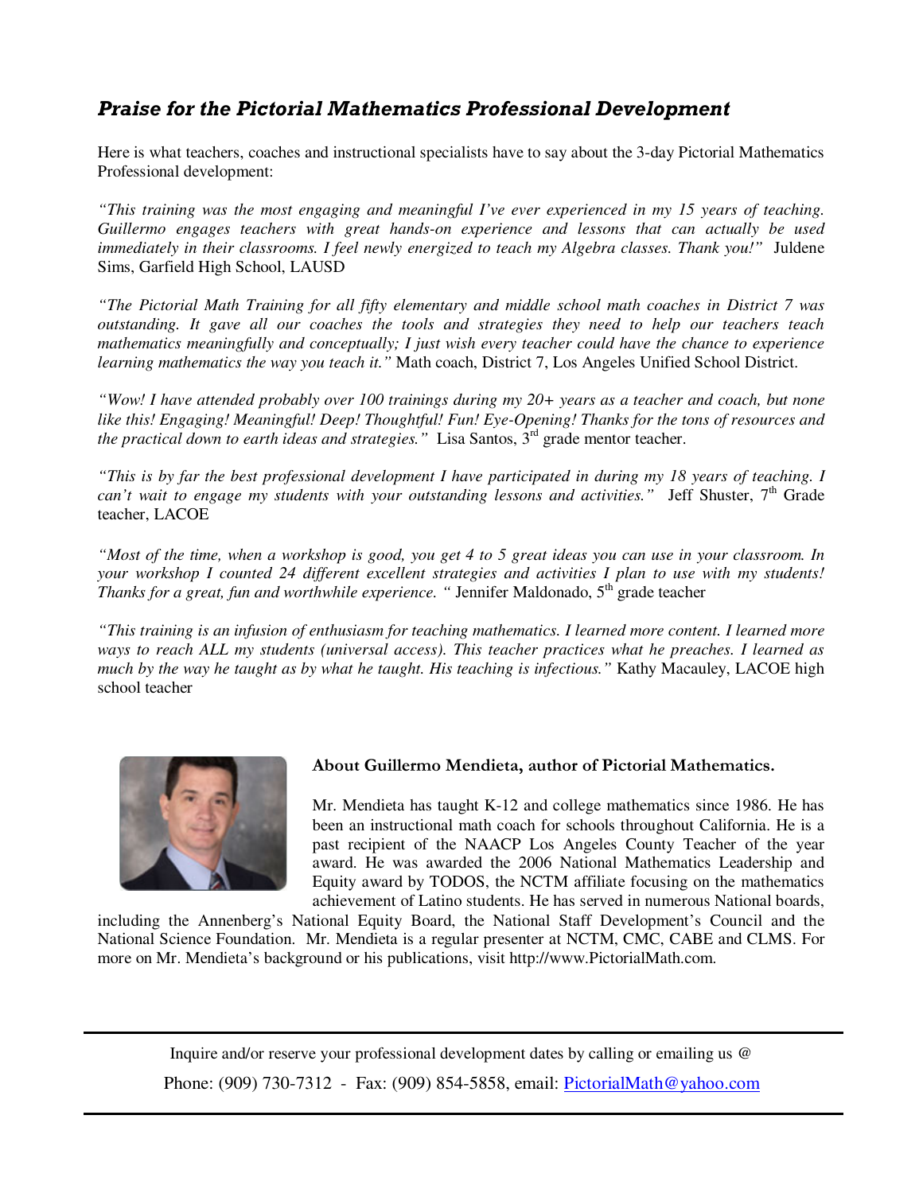## *Praise for the Pictorial Mathematics Professional Development*

Here is what teachers, coaches and instructional specialists have to say about the 3-day Pictorial Mathematics Professional development:

*"This training was the most engaging and meaningful I've ever experienced in my 15 years of teaching. Guillermo engages teachers with great hands-on experience and lessons that can actually be used immediately in their classrooms. I feel newly energized to teach my Algebra classes. Thank you!"* Juldene Sims, Garfield High School, LAUSD

*"The Pictorial Math Training for all fifty elementary and middle school math coaches in District 7 was outstanding. It gave all our coaches the tools and strategies they need to help our teachers teach mathematics meaningfully and conceptually; I just wish every teacher could have the chance to experience learning mathematics the way you teach it."* Math coach, District 7, Los Angeles Unified School District.

*"Wow! I have attended probably over 100 trainings during my 20+ years as a teacher and coach, but none like this! Engaging! Meaningful! Deep! Thoughtful! Fun! Eye-Opening! Thanks for the tons of resources and the practical down to earth ideas and strategies."* Lisa Santos, 3rd grade mentor teacher.

*"This is by far the best professional development I have participated in during my 18 years of teaching. I can't wait to engage my students with your outstanding lessons and activities."* Jeff Shuster, 7th Grade teacher, LACOE

*"Most of the time, when a workshop is good, you get 4 to 5 great ideas you can use in your classroom. In your workshop I counted 24 different excellent strategies and activities I plan to use with my students! Thanks for a great, fun and worthwhile experience. "* Jennifer Maldonado, 5th grade teacher

*"This training is an infusion of enthusiasm for teaching mathematics. I learned more content. I learned more ways to reach ALL my students (universal access). This teacher practices what he preaches. I learned as much by the way he taught as by what he taught. His teaching is infectious."* Kathy Macauley, LACOE high school teacher

**About Guillermo Mendieta, author of Pictorial Mathematics.**

Mr. Mendieta has taught K-12 and college mathematics since 1986. He has been an instructional math coach for schools throughout California. He is a past recipient of the NAACP Los Angeles County Teacher of the year award. He was awarded the 2006 National Mathematics Leadership and Equity award by TODOS, the NCTM affiliate focusing on the mathematics achievement of Latino students. He has served in numerous National boards, including the Annenberg's National Equity Board, the National Staff Development's Council and the National Science Foundation. Mr. Mendieta is a regular presenter at NCTM, CMC, CABE and CLMS. For more on Mr. Mendieta's background or his publications, visit http://www.PictorialMath.com.

---

Inquire and/or reserve your professional development dates by calling or emailing us @

Phone: (909) 730-7312 - Fax: (909) 854-5858, email: PictorialMath@yahoo.com

---